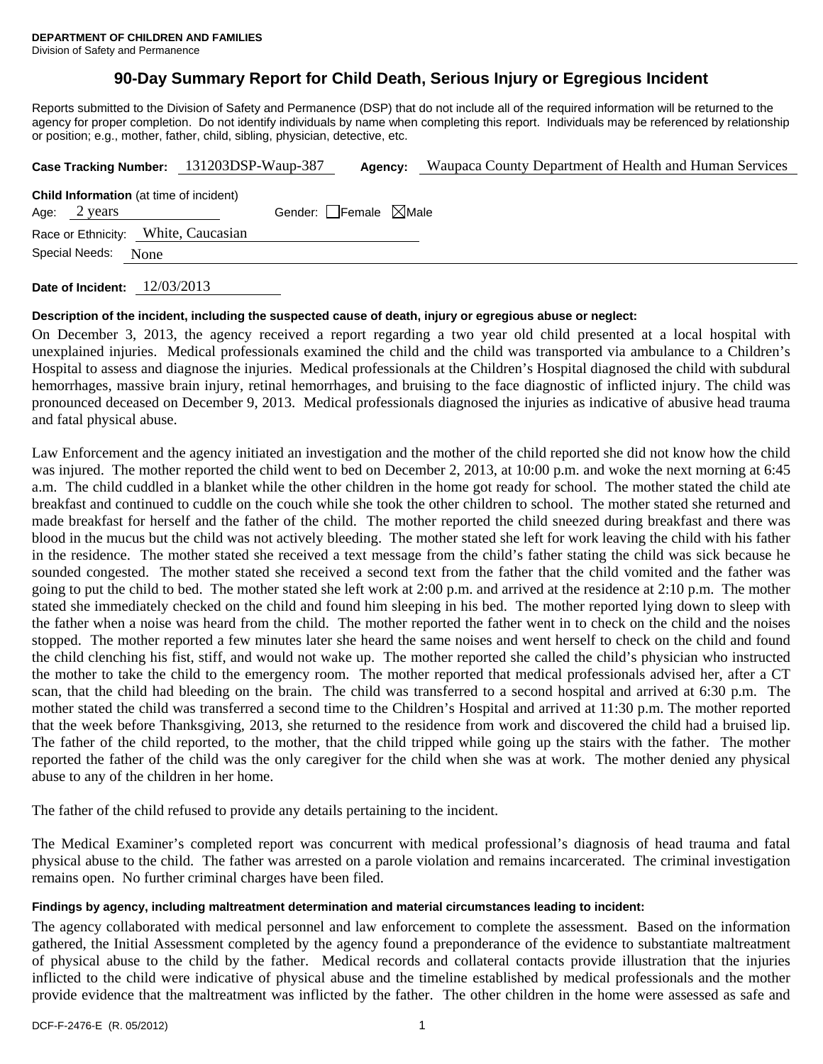**DEPARTMENT OF CHILDREN AND FAMILIES**
Division of Safety and Permanence

# 90-Day Summary Report for Child Death, Serious Injury or Egregious Incident

Reports submitted to the Division of Safety and Permanence (DSP) that do not include all of the required information will be returned to the agency for proper completion. Do not identify individuals by name when completing this report. Individuals may be referenced by relationship or position; e.g., mother, father, child, sibling, physician, detective, etc.

**Case Tracking Number:** 131203DSP-Waup-387 **Agency:** Waupaca County Department of Health and Human Services

**Child Information** (at time of incident)

Age: 2 years Gender: ☐ Female ☒ Male

Race or Ethnicity: White, Caucasian

Special Needs: None

**Date of Incident:** 12/03/2013

**Description of the incident, including the suspected cause of death, injury or egregious abuse or neglect:**

On December 3, 2013, the agency received a report regarding a two year old child presented at a local hospital with unexplained injuries. Medical professionals examined the child and the child was transported via ambulance to a Children's Hospital to assess and diagnose the injuries. Medical professionals at the Children's Hospital diagnosed the child with subdural hemorrhages, massive brain injury, retinal hemorrhages, and bruising to the face diagnostic of inflicted injury. The child was pronounced deceased on December 9, 2013. Medical professionals diagnosed the injuries as indicative of abusive head trauma and fatal physical abuse.

Law Enforcement and the agency initiated an investigation and the mother of the child reported she did not know how the child was injured. The mother reported the child went to bed on December 2, 2013, at 10:00 p.m. and woke the next morning at 6:45 a.m. The child cuddled in a blanket while the other children in the home got ready for school. The mother stated the child ate breakfast and continued to cuddle on the couch while she took the other children to school. The mother stated she returned and made breakfast for herself and the father of the child. The mother reported the child sneezed during breakfast and there was blood in the mucus but the child was not actively bleeding. The mother stated she left for work leaving the child with his father in the residence. The mother stated she received a text message from the child's father stating the child was sick because he sounded congested. The mother stated she received a second text from the father that the child vomited and the father was going to put the child to bed. The mother stated she left work at 2:00 p.m. and arrived at the residence at 2:10 p.m. The mother stated she immediately checked on the child and found him sleeping in his bed. The mother reported lying down to sleep with the father when a noise was heard from the child. The mother reported the father went in to check on the child and the noises stopped. The mother reported a few minutes later she heard the same noises and went herself to check on the child and found the child clenching his fist, stiff, and would not wake up. The mother reported she called the child's physician who instructed the mother to take the child to the emergency room. The mother reported that medical professionals advised her, after a CT scan, that the child had bleeding on the brain. The child was transferred to a second hospital and arrived at 6:30 p.m. The mother stated the child was transferred a second time to the Children's Hospital and arrived at 11:30 p.m. The mother reported that the week before Thanksgiving, 2013, she returned to the residence from work and discovered the child had a bruised lip. The father of the child reported, to the mother, that the child tripped while going up the stairs with the father. The mother reported the father of the child was the only caregiver for the child when she was at work. The mother denied any physical abuse to any of the children in her home.

The father of the child refused to provide any details pertaining to the incident.

The Medical Examiner's completed report was concurrent with medical professional's diagnosis of head trauma and fatal physical abuse to the child. The father was arrested on a parole violation and remains incarcerated. The criminal investigation remains open. No further criminal charges have been filed.

**Findings by agency, including maltreatment determination and material circumstances leading to incident:**

The agency collaborated with medical personnel and law enforcement to complete the assessment. Based on the information gathered, the Initial Assessment completed by the agency found a preponderance of the evidence to substantiate maltreatment of physical abuse to the child by the father. Medical records and collateral contacts provide illustration that the injuries inflicted to the child were indicative of physical abuse and the timeline established by medical professionals and the mother provide evidence that the maltreatment was inflicted by the father. The other children in the home were assessed as safe and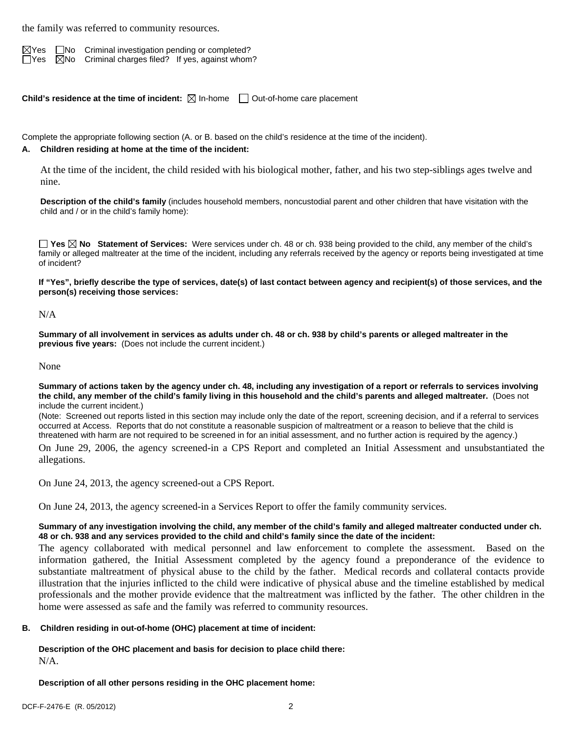the family was referred to community resources.

☒Yes ☐No Criminal investigation pending or completed?
☐Yes ☒No Criminal charges filed? If yes, against whom?

**Child's residence at the time of incident:** ☒ In-home ☐ Out-of-home care placement

Complete the appropriate following section (A. or B. based on the child's residence at the time of the incident).

**A. Children residing at home at the time of the incident:**

At the time of the incident, the child resided with his biological mother, father, and his two step-siblings ages twelve and nine.

**Description of the child's family** (includes household members, noncustodial parent and other children that have visitation with the child and / or in the child's family home):

☐ **Yes** ☒ **No Statement of Services:** Were services under ch. 48 or ch. 938 being provided to the child, any member of the child's family or alleged maltreater at the time of the incident, including any referrals received by the agency or reports being investigated at time of incident?

**If "Yes", briefly describe the type of services, date(s) of last contact between agency and recipient(s) of those services, and the person(s) receiving those services:**

N/A

**Summary of all involvement in services as adults under ch. 48 or ch. 938 by child's parents or alleged maltreater in the previous five years:** (Does not include the current incident.)

None

**Summary of actions taken by the agency under ch. 48, including any investigation of a report or referrals to services involving the child, any member of the child's family living in this household and the child's parents and alleged maltreater.** (Does not include the current incident.)
(Note: Screened out reports listed in this section may include only the date of the report, screening decision, and if a referral to services occurred at Access. Reports that do not constitute a reasonable suspicion of maltreatment or a reason to believe that the child is threatened with harm are not required to be screened in for an initial assessment, and no further action is required by the agency.)

On June 29, 2006, the agency screened-in a CPS Report and completed an Initial Assessment and unsubstantiated the allegations.

On June 24, 2013, the agency screened-out a CPS Report.

On June 24, 2013, the agency screened-in a Services Report to offer the family community services.

**Summary of any investigation involving the child, any member of the child's family and alleged maltreater conducted under ch. 48 or ch. 938 and any services provided to the child and child's family since the date of the incident:**

The agency collaborated with medical personnel and law enforcement to complete the assessment. Based on the information gathered, the Initial Assessment completed by the agency found a preponderance of the evidence to substantiate maltreatment of physical abuse to the child by the father. Medical records and collateral contacts provide illustration that the injuries inflicted to the child were indicative of physical abuse and the timeline established by medical professionals and the mother provide evidence that the maltreatment was inflicted by the father. The other children in the home were assessed as safe and the family was referred to community resources.

**B. Children residing in out-of-home (OHC) placement at time of incident:**

**Description of the OHC placement and basis for decision to place child there:**
N/A.

**Description of all other persons residing in the OHC placement home:**

DCF-F-2476-E (R. 05/2012)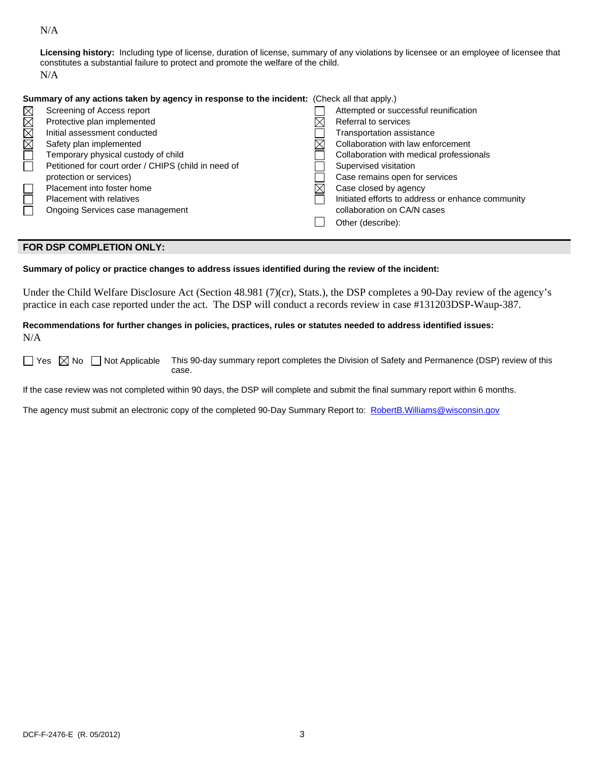N/A

**Licensing history:** Including type of license, duration of license, summary of any violations by licensee or an employee of licensee that constitutes a substantial failure to protect and promote the welfare of the child.
N/A

**Summary of any actions taken by agency in response to the incident:** (Check all that apply.)

- ☒ Screening of Access report
- ☒ Protective plan implemented
- ☒ Initial assessment conducted
- ☒ Safety plan implemented
- ☐ Temporary physical custody of child
- ☐ Petitioned for court order / CHIPS (child in need of protection or services)
- ☐ Placement into foster home
- ☐ Placement with relatives
- ☐ Ongoing Services case management
- ☐ Attempted or successful reunification
- ☒ Referral to services
- ☐ Transportation assistance
- ☒ Collaboration with law enforcement
- ☐ Collaboration with medical professionals
- ☐ Supervised visitation
- ☐ Case remains open for services
- ☒ Case closed by agency
- ☐ Initiated efforts to address or enhance community collaboration on CA/N cases
- ☐ Other (describe):

## FOR DSP COMPLETION ONLY:

**Summary of policy or practice changes to address issues identified during the review of the incident:**

Under the Child Welfare Disclosure Act (Section 48.981 (7)(cr), Stats.), the DSP completes a 90-Day review of the agency's practice in each case reported under the act. The DSP will conduct a records review in case #131203DSP-Waup-387.

**Recommendations for further changes in policies, practices, rules or statutes needed to address identified issues:**
N/A

☐ Yes ☒ No ☐ Not Applicable This 90-day summary report completes the Division of Safety and Permanence (DSP) review of this case.

If the case review was not completed within 90 days, the DSP will complete and submit the final summary report within 6 months.

The agency must submit an electronic copy of the completed 90-Day Summary Report to: RobertB.Williams@wisconsin.gov

DCF-F-2476-E (R. 05/2012)